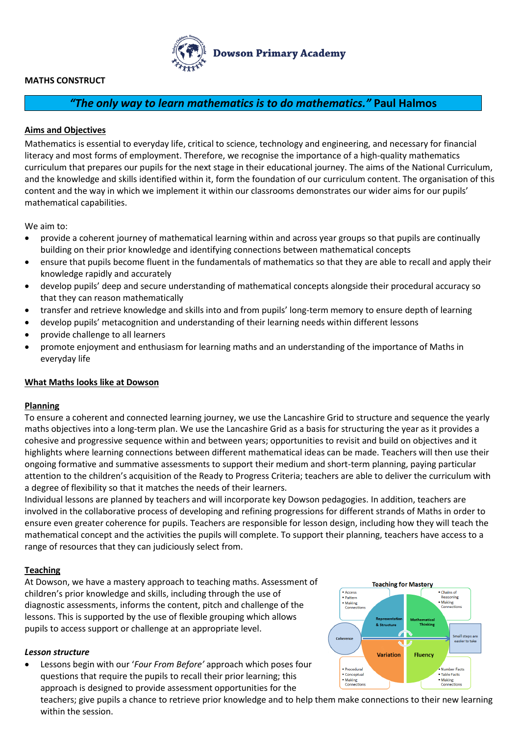Dowson Primary Academy

**MATHS CONSTRUCT**

***"The only way to learn mathematics is to do mathematics."* Paul Halmos**

## Aims and Objectives

Mathematics is essential to everyday life, critical to science, technology and engineering, and necessary for financial literacy and most forms of employment. Therefore, we recognise the importance of a high-quality mathematics curriculum that prepares our pupils for the next stage in their educational journey. The aims of the National Curriculum, and the knowledge and skills identified within it, form the foundation of our curriculum content. The organisation of this content and the way in which we implement it within our classrooms demonstrates our wider aims for our pupils' mathematical capabilities.

We aim to:

- provide a coherent journey of mathematical learning within and across year groups so that pupils are continually building on their prior knowledge and identifying connections between mathematical concepts
- ensure that pupils become fluent in the fundamentals of mathematics so that they are able to recall and apply their knowledge rapidly and accurately
- develop pupils' deep and secure understanding of mathematical concepts alongside their procedural accuracy so that they can reason mathematically
- transfer and retrieve knowledge and skills into and from pupils' long-term memory to ensure depth of learning
- develop pupils' metacognition and understanding of their learning needs within different lessons
- provide challenge to all learners
- promote enjoyment and enthusiasm for learning maths and an understanding of the importance of Maths in everyday life

## What Maths looks like at Dowson

### Planning

To ensure a coherent and connected learning journey, we use the Lancashire Grid to structure and sequence the yearly maths objectives into a long-term plan. We use the Lancashire Grid as a basis for structuring the year as it provides a cohesive and progressive sequence within and between years; opportunities to revisit and build on objectives and it highlights where learning connections between different mathematical ideas can be made. Teachers will then use their ongoing formative and summative assessments to support their medium and short-term planning, paying particular attention to the children's acquisition of the Ready to Progress Criteria; teachers are able to deliver the curriculum with a degree of flexibility so that it matches the needs of their learners.

Individual lessons are planned by teachers and will incorporate key Dowson pedagogies. In addition, teachers are involved in the collaborative process of developing and refining progressions for different strands of Maths in order to ensure even greater coherence for pupils. Teachers are responsible for lesson design, including how they will teach the mathematical concept and the activities the pupils will complete. To support their planning, teachers have access to a range of resources that they can judiciously select from.

### Teaching

At Dowson, we have a mastery approach to teaching maths. Assessment of children's prior knowledge and skills, including through the use of diagnostic assessments, informs the content, pitch and challenge of the lessons. This is supported by the use of flexible grouping which allows pupils to access support or challenge at an appropriate level.

**Teaching for Mastery**

- Representation & Structure: Access, Pattern, Making Connections
- Mathematical Thinking: Chains of Reasoning, Making Connections
- Variation: Procedural, Conceptual, Making Connections
- Fluency: Number Facts, Table Facts, Making Connections
- Coherence
- Small steps are easier to take

#### *Lesson structure*

- Lessons begin with our '*Four From Before'* approach which poses four questions that require the pupils to recall their prior learning; this approach is designed to provide assessment opportunities for the teachers; give pupils a chance to retrieve prior knowledge and to help them make connections to their new learning within the session.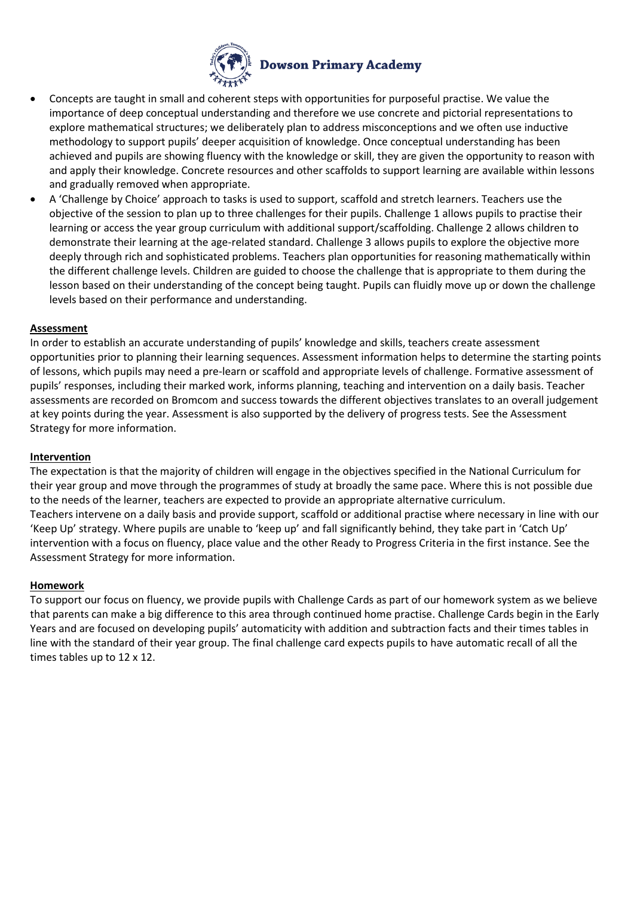- Concepts are taught in small and coherent steps with opportunities for purposeful practise. We value the importance of deep conceptual understanding and therefore we use concrete and pictorial representations to explore mathematical structures; we deliberately plan to address misconceptions and we often use inductive methodology to support pupils' deeper acquisition of knowledge. Once conceptual understanding has been achieved and pupils are showing fluency with the knowledge or skill, they are given the opportunity to reason with and apply their knowledge. Concrete resources and other scaffolds to support learning are available within lessons and gradually removed when appropriate.
- A 'Challenge by Choice' approach to tasks is used to support, scaffold and stretch learners. Teachers use the objective of the session to plan up to three challenges for their pupils. Challenge 1 allows pupils to practise their learning or access the year group curriculum with additional support/scaffolding. Challenge 2 allows children to demonstrate their learning at the age-related standard. Challenge 3 allows pupils to explore the objective more deeply through rich and sophisticated problems. Teachers plan opportunities for reasoning mathematically within the different challenge levels. Children are guided to choose the challenge that is appropriate to them during the lesson based on their understanding of the concept being taught. Pupils can fluidly move up or down the challenge levels based on their performance and understanding.

**Assessment**

In order to establish an accurate understanding of pupils' knowledge and skills, teachers create assessment opportunities prior to planning their learning sequences. Assessment information helps to determine the starting points of lessons, which pupils may need a pre-learn or scaffold and appropriate levels of challenge. Formative assessment of pupils' responses, including their marked work, informs planning, teaching and intervention on a daily basis. Teacher assessments are recorded on Bromcom and success towards the different objectives translates to an overall judgement at key points during the year. Assessment is also supported by the delivery of progress tests. See the Assessment Strategy for more information.

**Intervention**

The expectation is that the majority of children will engage in the objectives specified in the National Curriculum for their year group and move through the programmes of study at broadly the same pace. Where this is not possible due to the needs of the learner, teachers are expected to provide an appropriate alternative curriculum.
Teachers intervene on a daily basis and provide support, scaffold or additional practise where necessary in line with our 'Keep Up' strategy. Where pupils are unable to 'keep up' and fall significantly behind, they take part in 'Catch Up' intervention with a focus on fluency, place value and the other Ready to Progress Criteria in the first instance. See the Assessment Strategy for more information.

**Homework**

To support our focus on fluency, we provide pupils with Challenge Cards as part of our homework system as we believe that parents can make a big difference to this area through continued home practise. Challenge Cards begin in the Early Years and are focused on developing pupils' automaticity with addition and subtraction facts and their times tables in line with the standard of their year group. The final challenge card expects pupils to have automatic recall of all the times tables up to 12 x 12.